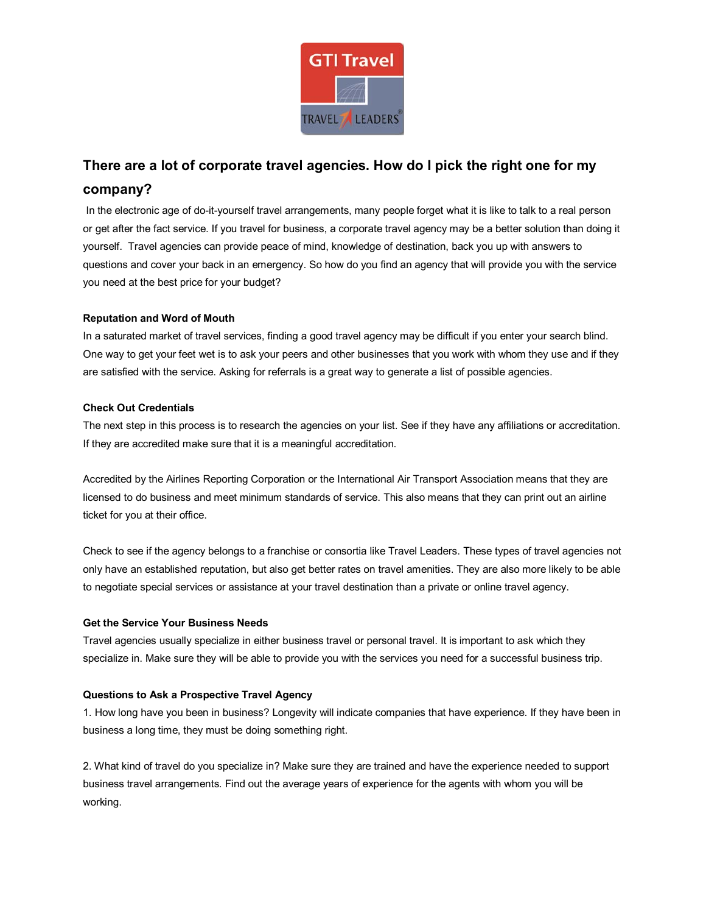## There are a lot of corporate travel agencies. How do I pick the right one for my company?

In the electronic age of do-it-yourself travel arrangements, many people forget what it is like to talk to a real person or get after the fact service. If you travel for business, a corporate travel agency may be a better solution than doing it yourself. Travel agencies can provide peace of mind, knowledge of destination, back you up with answers to questions and cover your back in an emergency. So how do you find an agency that will provide you with the service you need at the best price for your budget?

**Reputation and Word of Mouth**

In a saturated market of travel services, finding a good travel agency may be difficult if you enter your search blind. One way to get your feet wet is to ask your peers and other businesses that you work with whom they use and if they are satisfied with the service. Asking for referrals is a great way to generate a list of possible agencies.

**Check Out Credentials**

The next step in this process is to research the agencies on your list. See if they have any affiliations or accreditation. If they are accredited make sure that it is a meaningful accreditation.

Accredited by the Airlines Reporting Corporation or the International Air Transport Association means that they are licensed to do business and meet minimum standards of service. This also means that they can print out an airline ticket for you at their office.

Check to see if the agency belongs to a franchise or consortia like Travel Leaders. These types of travel agencies not only have an established reputation, but also get better rates on travel amenities. They are also more likely to be able to negotiate special services or assistance at your travel destination than a private or online travel agency.

**Get the Service Your Business Needs**

Travel agencies usually specialize in either business travel or personal travel. It is important to ask which they specialize in. Make sure they will be able to provide you with the services you need for a successful business trip.

**Questions to Ask a Prospective Travel Agency**

1. How long have you been in business? Longevity will indicate companies that have experience. If they have been in business a long time, they must be doing something right.

2. What kind of travel do you specialize in? Make sure they are trained and have the experience needed to support business travel arrangements. Find out the average years of experience for the agents with whom you will be working.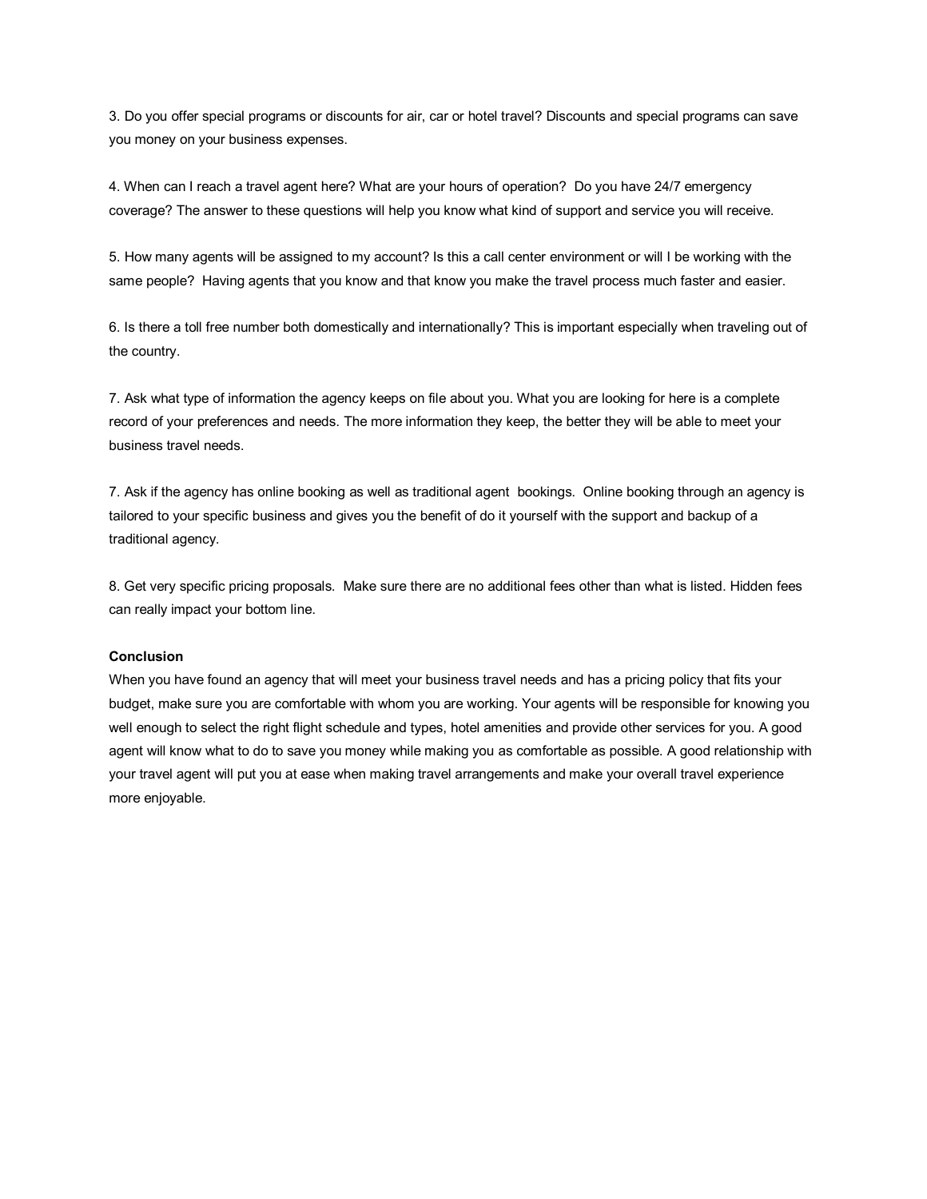3. Do you offer special programs or discounts for air, car or hotel travel? Discounts and special programs can save you money on your business expenses.

4. When can I reach a travel agent here? What are your hours of operation? Do you have 24/7 emergency coverage? The answer to these questions will help you know what kind of support and service you will receive.

5. How many agents will be assigned to my account? Is this a call center environment or will I be working with the same people? Having agents that you know and that know you make the travel process much faster and easier.

6. Is there a toll free number both domestically and internationally? This is important especially when traveling out of the country.

7. Ask what type of information the agency keeps on file about you. What you are looking for here is a complete record of your preferences and needs. The more information they keep, the better they will be able to meet your business travel needs.

7. Ask if the agency has online booking as well as traditional agent bookings. Online booking through an agency is tailored to your specific business and gives you the benefit of do it yourself with the support and backup of a traditional agency.

8. Get very specific pricing proposals. Make sure there are no additional fees other than what is listed. Hidden fees can really impact your bottom line.

**Conclusion**

When you have found an agency that will meet your business travel needs and has a pricing policy that fits your budget, make sure you are comfortable with whom you are working. Your agents will be responsible for knowing you well enough to select the right flight schedule and types, hotel amenities and provide other services for you. A good agent will know what to do to save you money while making you as comfortable as possible. A good relationship with your travel agent will put you at ease when making travel arrangements and make your overall travel experience more enjoyable.